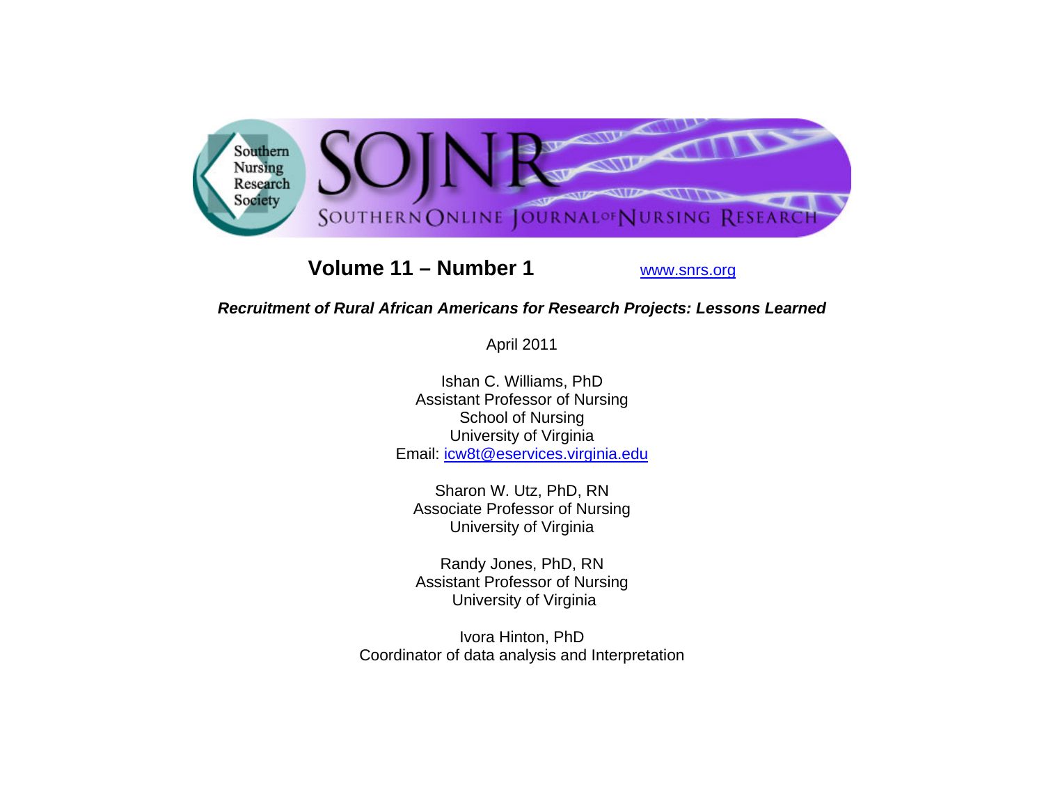# SOJNR

SOUTHERN ONLINE JOURNAL OF NURSING RESEARCH

Southern Nursing Research Society

**Volume 11 – Number 1** [www.snrs.org](http://www.snrs.org)

***Recruitment of Rural African Americans for Research Projects: Lessons Learned***

April 2011

Ishan C. Williams, PhD
Assistant Professor of Nursing
School of Nursing
University of Virginia
Email: [icw8t@eservices.virginia.edu](mailto:icw8t@eservices.virginia.edu)

Sharon W. Utz, PhD, RN
Associate Professor of Nursing
University of Virginia

Randy Jones, PhD, RN
Assistant Professor of Nursing
University of Virginia

Ivora Hinton, PhD
Coordinator of data analysis and Interpretation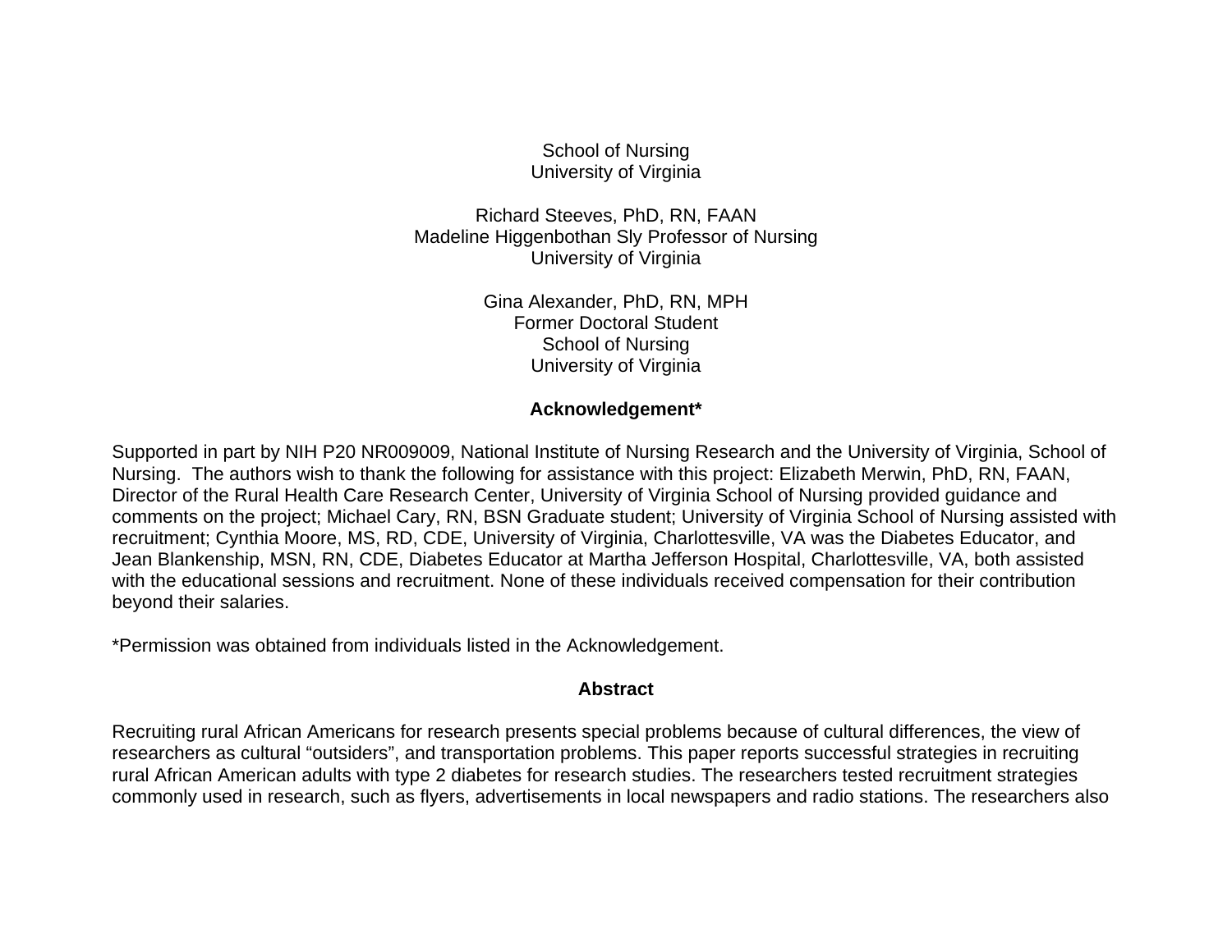School of Nursing
University of Virginia

Richard Steeves, PhD, RN, FAAN
Madeline Higgenbothan Sly Professor of Nursing
University of Virginia

Gina Alexander, PhD, RN, MPH
Former Doctoral Student
School of Nursing
University of Virginia

**Acknowledgement***

Supported in part by NIH P20 NR009009, National Institute of Nursing Research and the University of Virginia, School of Nursing. The authors wish to thank the following for assistance with this project: Elizabeth Merwin, PhD, RN, FAAN, Director of the Rural Health Care Research Center, University of Virginia School of Nursing provided guidance and comments on the project; Michael Cary, RN, BSN Graduate student; University of Virginia School of Nursing assisted with recruitment; Cynthia Moore, MS, RD, CDE, University of Virginia, Charlottesville, VA was the Diabetes Educator, and Jean Blankenship, MSN, RN, CDE, Diabetes Educator at Martha Jefferson Hospital, Charlottesville, VA, both assisted with the educational sessions and recruitment. None of these individuals received compensation for their contribution beyond their salaries.

*Permission was obtained from individuals listed in the Acknowledgement.

**Abstract**

Recruiting rural African Americans for research presents special problems because of cultural differences, the view of researchers as cultural "outsiders", and transportation problems. This paper reports successful strategies in recruiting rural African American adults with type 2 diabetes for research studies. The researchers tested recruitment strategies commonly used in research, such as flyers, advertisements in local newspapers and radio stations. The researchers also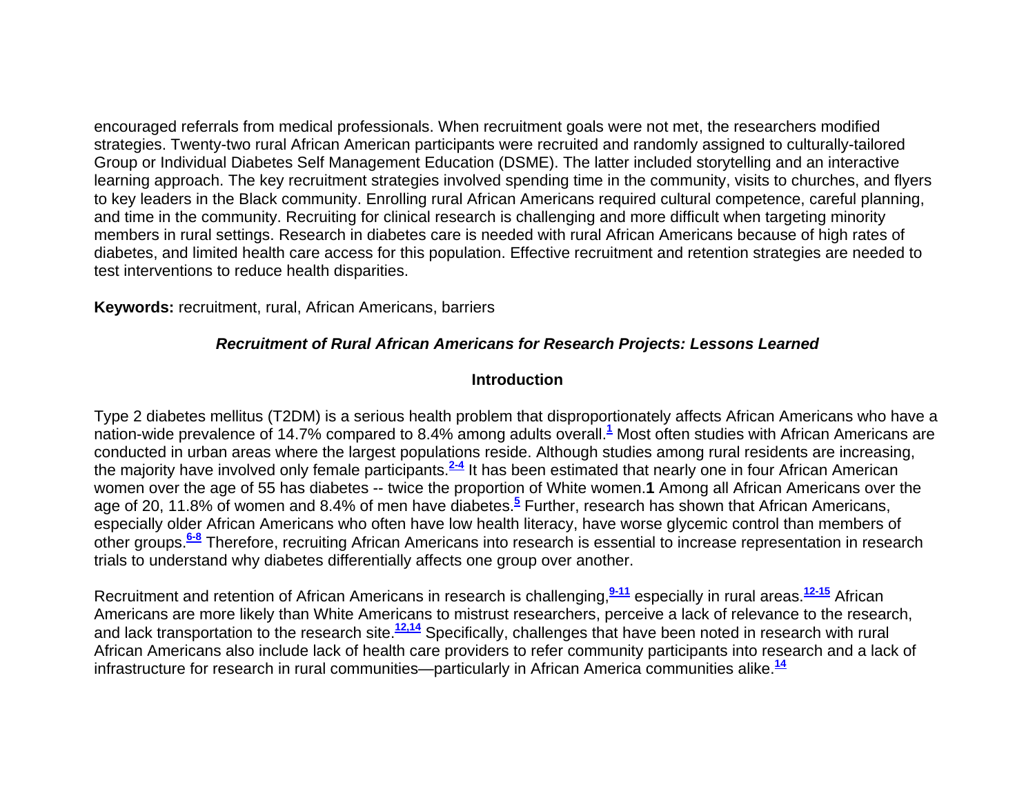encouraged referrals from medical professionals. When recruitment goals were not met, the researchers modified strategies. Twenty-two rural African American participants were recruited and randomly assigned to culturally-tailored Group or Individual Diabetes Self Management Education (DSME). The latter included storytelling and an interactive learning approach. The key recruitment strategies involved spending time in the community, visits to churches, and flyers to key leaders in the Black community. Enrolling rural African Americans required cultural competence, careful planning, and time in the community. Recruiting for clinical research is challenging and more difficult when targeting minority members in rural settings. Research in diabetes care is needed with rural African Americans because of high rates of diabetes, and limited health care access for this population. Effective recruitment and retention strategies are needed to test interventions to reduce health disparities.

**Keywords:** recruitment, rural, African Americans, barriers

## *Recruitment of Rural African Americans for Research Projects: Lessons Learned*

### Introduction

Type 2 diabetes mellitus (T2DM) is a serious health problem that disproportionately affects African Americans who have a nation-wide prevalence of 14.7% compared to 8.4% among adults overall.[1] Most often studies with African Americans are conducted in urban areas where the largest populations reside. Although studies among rural residents are increasing, the majority have involved only female participants.[2-4] It has been estimated that nearly one in four African American women over the age of 55 has diabetes -- twice the proportion of White women.**1** Among all African Americans over the age of 20, 11.8% of women and 8.4% of men have diabetes.[5] Further, research has shown that African Americans, especially older African Americans who often have low health literacy, have worse glycemic control than members of other groups.[6-8] Therefore, recruiting African Americans into research is essential to increase representation in research trials to understand why diabetes differentially affects one group over another.

Recruitment and retention of African Americans in research is challenging,[9-11] especially in rural areas.[12-15] African Americans are more likely than White Americans to mistrust researchers, perceive a lack of relevance to the research, and lack transportation to the research site.[12,14] Specifically, challenges that have been noted in research with rural African Americans also include lack of health care providers to refer community participants into research and a lack of infrastructure for research in rural communities—particularly in African America communities alike.[14]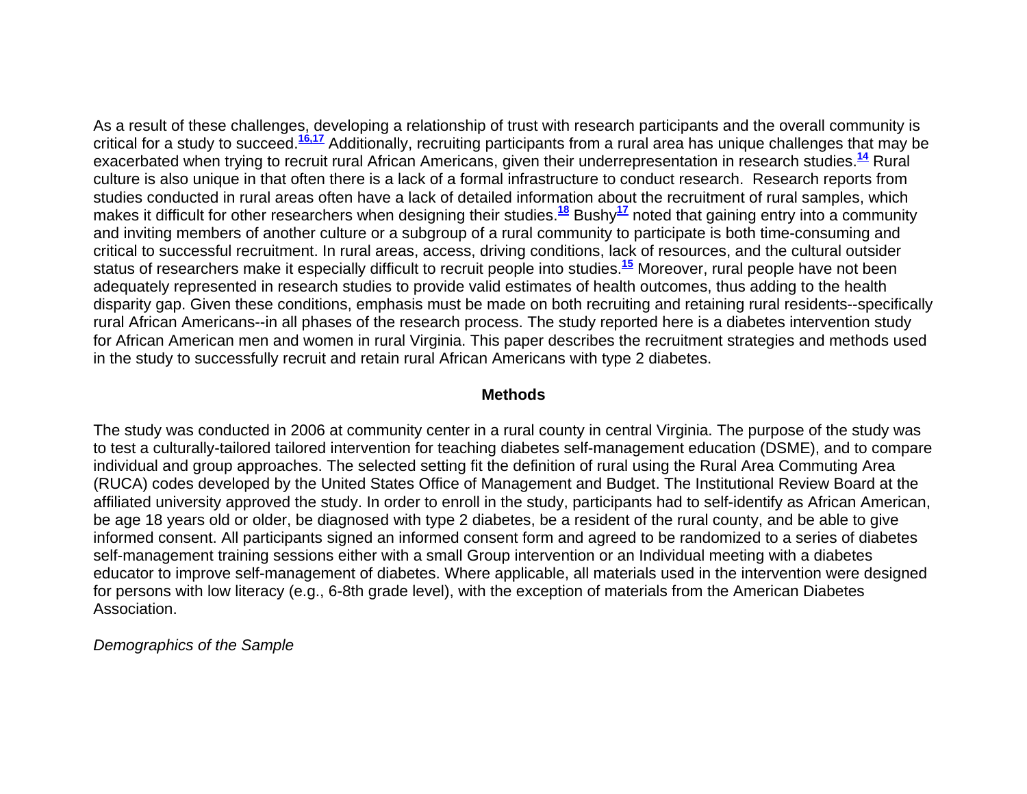As a result of these challenges, developing a relationship of trust with research participants and the overall community is critical for a study to succeed.[16,17] Additionally, recruiting participants from a rural area has unique challenges that may be exacerbated when trying to recruit rural African Americans, given their underrepresentation in research studies.[14] Rural culture is also unique in that often there is a lack of a formal infrastructure to conduct research. Research reports from studies conducted in rural areas often have a lack of detailed information about the recruitment of rural samples, which makes it difficult for other researchers when designing their studies.[18] Bushy[17] noted that gaining entry into a community and inviting members of another culture or a subgroup of a rural community to participate is both time-consuming and critical to successful recruitment. In rural areas, access, driving conditions, lack of resources, and the cultural outsider status of researchers make it especially difficult to recruit people into studies.[15] Moreover, rural people have not been adequately represented in research studies to provide valid estimates of health outcomes, thus adding to the health disparity gap. Given these conditions, emphasis must be made on both recruiting and retaining rural residents--specifically rural African Americans--in all phases of the research process. The study reported here is a diabetes intervention study for African American men and women in rural Virginia. This paper describes the recruitment strategies and methods used in the study to successfully recruit and retain rural African Americans with type 2 diabetes.

## Methods

The study was conducted in 2006 at community center in a rural county in central Virginia. The purpose of the study was to test a culturally-tailored tailored intervention for teaching diabetes self-management education (DSME), and to compare individual and group approaches. The selected setting fit the definition of rural using the Rural Area Commuting Area (RUCA) codes developed by the United States Office of Management and Budget. The Institutional Review Board at the affiliated university approved the study. In order to enroll in the study, participants had to self-identify as African American, be age 18 years old or older, be diagnosed with type 2 diabetes, be a resident of the rural county, and be able to give informed consent. All participants signed an informed consent form and agreed to be randomized to a series of diabetes self-management training sessions either with a small Group intervention or an Individual meeting with a diabetes educator to improve self-management of diabetes. Where applicable, all materials used in the intervention were designed for persons with low literacy (e.g., 6-8th grade level), with the exception of materials from the American Diabetes Association.

### *Demographics of the Sample*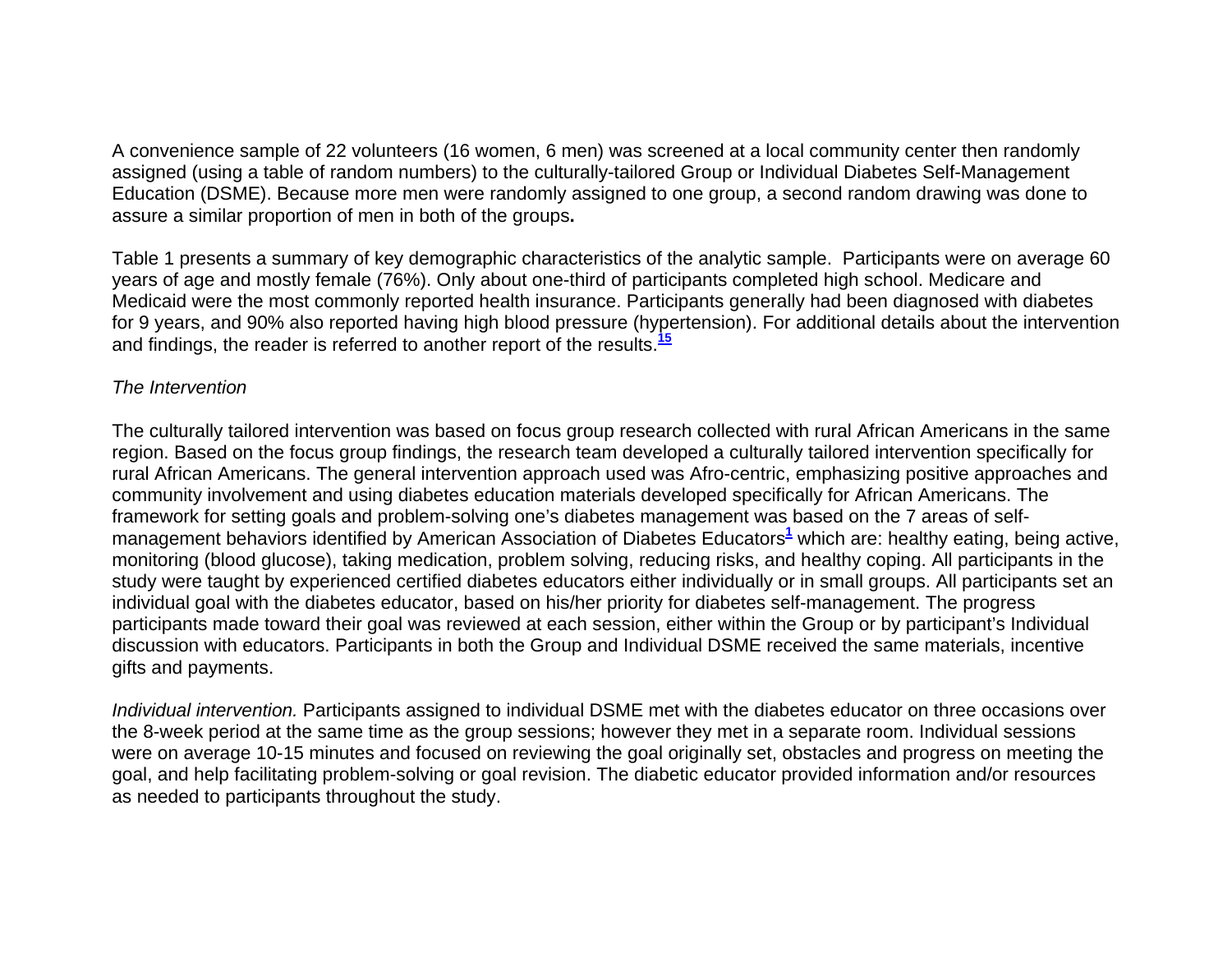A convenience sample of 22 volunteers (16 women, 6 men) was screened at a local community center then randomly assigned (using a table of random numbers) to the culturally-tailored Group or Individual Diabetes Self-Management Education (DSME). Because more men were randomly assigned to one group, a second random drawing was done to assure a similar proportion of men in both of the groups**.**

Table 1 presents a summary of key demographic characteristics of the analytic sample. Participants were on average 60 years of age and mostly female (76%). Only about one-third of participants completed high school. Medicare and Medicaid were the most commonly reported health insurance. Participants generally had been diagnosed with diabetes for 9 years, and 90% also reported having high blood pressure (hypertension). For additional details about the intervention and findings, the reader is referred to another report of the results.[15]

*The Intervention*

The culturally tailored intervention was based on focus group research collected with rural African Americans in the same region. Based on the focus group findings, the research team developed a culturally tailored intervention specifically for rural African Americans. The general intervention approach used was Afro-centric, emphasizing positive approaches and community involvement and using diabetes education materials developed specifically for African Americans. The framework for setting goals and problem-solving one's diabetes management was based on the 7 areas of self-management behaviors identified by American Association of Diabetes Educators[1] which are: healthy eating, being active, monitoring (blood glucose), taking medication, problem solving, reducing risks, and healthy coping. All participants in the study were taught by experienced certified diabetes educators either individually or in small groups. All participants set an individual goal with the diabetes educator, based on his/her priority for diabetes self-management. The progress participants made toward their goal was reviewed at each session, either within the Group or by participant's Individual discussion with educators. Participants in both the Group and Individual DSME received the same materials, incentive gifts and payments.

*Individual intervention.* Participants assigned to individual DSME met with the diabetes educator on three occasions over the 8-week period at the same time as the group sessions; however they met in a separate room. Individual sessions were on average 10-15 minutes and focused on reviewing the goal originally set, obstacles and progress on meeting the goal, and help facilitating problem-solving or goal revision. The diabetic educator provided information and/or resources as needed to participants throughout the study.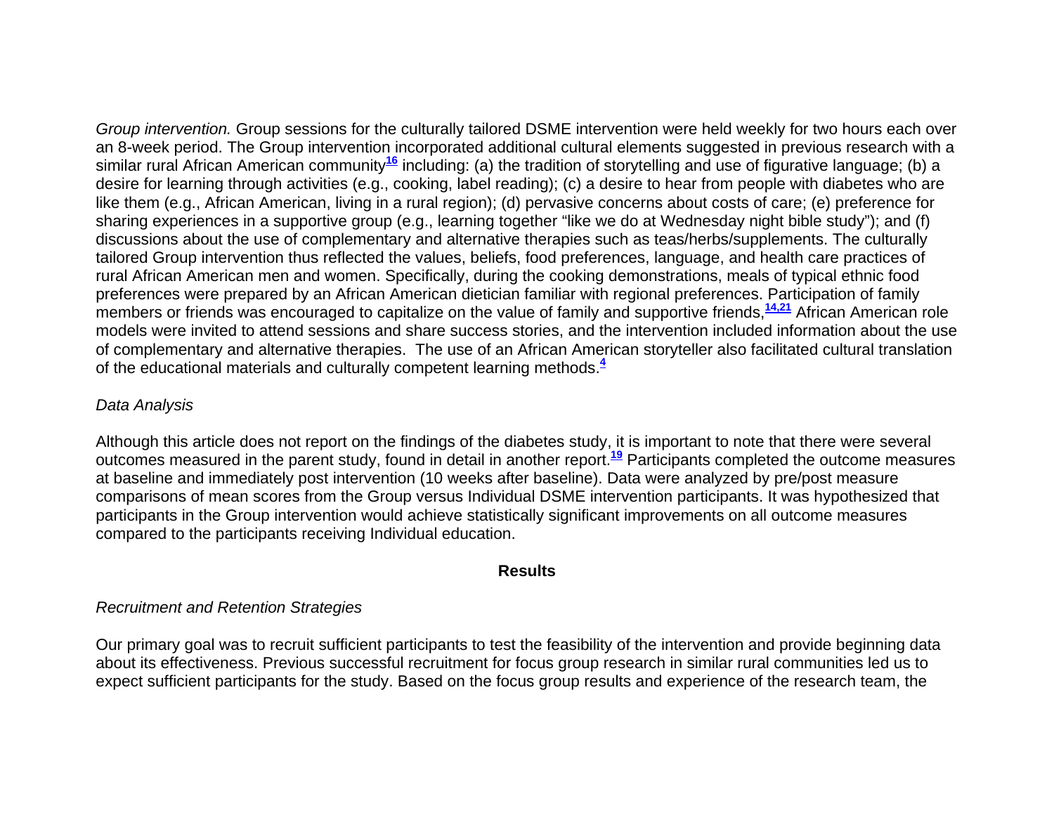*Group intervention.* Group sessions for the culturally tailored DSME intervention were held weekly for two hours each over an 8-week period. The Group intervention incorporated additional cultural elements suggested in previous research with a similar rural African American community[16] including: (a) the tradition of storytelling and use of figurative language; (b) a desire for learning through activities (e.g., cooking, label reading); (c) a desire to hear from people with diabetes who are like them (e.g., African American, living in a rural region); (d) pervasive concerns about costs of care; (e) preference for sharing experiences in a supportive group (e.g., learning together "like we do at Wednesday night bible study"); and (f) discussions about the use of complementary and alternative therapies such as teas/herbs/supplements. The culturally tailored Group intervention thus reflected the values, beliefs, food preferences, language, and health care practices of rural African American men and women. Specifically, during the cooking demonstrations, meals of typical ethnic food preferences were prepared by an African American dietician familiar with regional preferences. Participation of family members or friends was encouraged to capitalize on the value of family and supportive friends,[14,21] African American role models were invited to attend sessions and share success stories, and the intervention included information about the use of complementary and alternative therapies. The use of an African American storyteller also facilitated cultural translation of the educational materials and culturally competent learning methods.[4]

*Data Analysis*

Although this article does not report on the findings of the diabetes study, it is important to note that there were several outcomes measured in the parent study, found in detail in another report.[19] Participants completed the outcome measures at baseline and immediately post intervention (10 weeks after baseline). Data were analyzed by pre/post measure comparisons of mean scores from the Group versus Individual DSME intervention participants. It was hypothesized that participants in the Group intervention would achieve statistically significant improvements on all outcome measures compared to the participants receiving Individual education.

## Results

*Recruitment and Retention Strategies*

Our primary goal was to recruit sufficient participants to test the feasibility of the intervention and provide beginning data about its effectiveness. Previous successful recruitment for focus group research in similar rural communities led us to expect sufficient participants for the study. Based on the focus group results and experience of the research team, the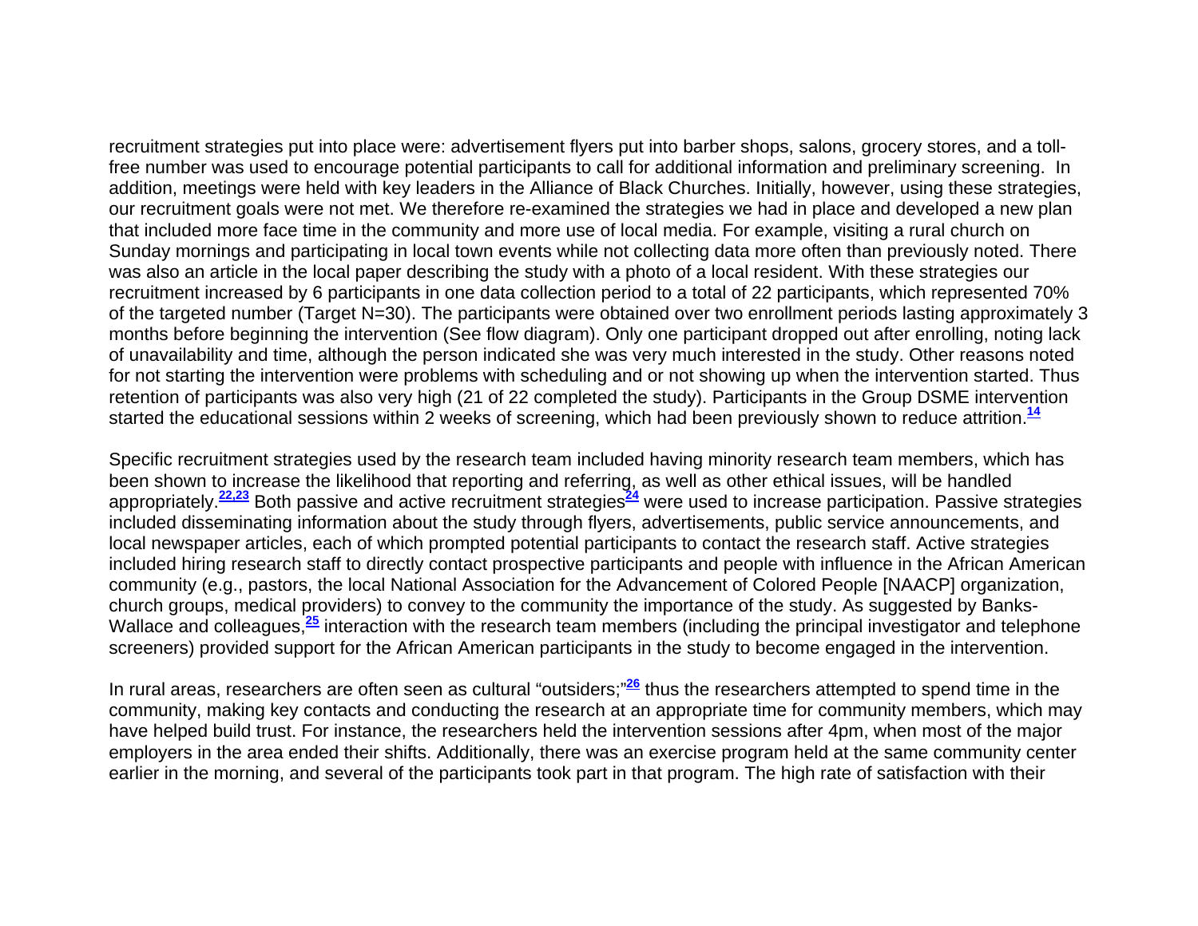recruitment strategies put into place were: advertisement flyers put into barber shops, salons, grocery stores, and a toll-free number was used to encourage potential participants to call for additional information and preliminary screening. In addition, meetings were held with key leaders in the Alliance of Black Churches. Initially, however, using these strategies, our recruitment goals were not met. We therefore re-examined the strategies we had in place and developed a new plan that included more face time in the community and more use of local media. For example, visiting a rural church on Sunday mornings and participating in local town events while not collecting data more often than previously noted. There was also an article in the local paper describing the study with a photo of a local resident. With these strategies our recruitment increased by 6 participants in one data collection period to a total of 22 participants, which represented 70% of the targeted number (Target N=30). The participants were obtained over two enrollment periods lasting approximately 3 months before beginning the intervention (See flow diagram). Only one participant dropped out after enrolling, noting lack of unavailability and time, although the person indicated she was very much interested in the study. Other reasons noted for not starting the intervention were problems with scheduling and or not showing up when the intervention started. Thus retention of participants was also very high (21 of 22 completed the study). Participants in the Group DSME intervention started the educational sessions within 2 weeks of screening, which had been previously shown to reduce attrition.[14]

Specific recruitment strategies used by the research team included having minority research team members, which has been shown to increase the likelihood that reporting and referring, as well as other ethical issues, will be handled appropriately.[22,23] Both passive and active recruitment strategies[24] were used to increase participation. Passive strategies included disseminating information about the study through flyers, advertisements, public service announcements, and local newspaper articles, each of which prompted potential participants to contact the research staff. Active strategies included hiring research staff to directly contact prospective participants and people with influence in the African American community (e.g., pastors, the local National Association for the Advancement of Colored People [NAACP] organization, church groups, medical providers) to convey to the community the importance of the study. As suggested by Banks-Wallace and colleagues,[25] interaction with the research team members (including the principal investigator and telephone screeners) provided support for the African American participants in the study to become engaged in the intervention.

In rural areas, researchers are often seen as cultural "outsiders;"[26] thus the researchers attempted to spend time in the community, making key contacts and conducting the research at an appropriate time for community members, which may have helped build trust. For instance, the researchers held the intervention sessions after 4pm, when most of the major employers in the area ended their shifts. Additionally, there was an exercise program held at the same community center earlier in the morning, and several of the participants took part in that program. The high rate of satisfaction with their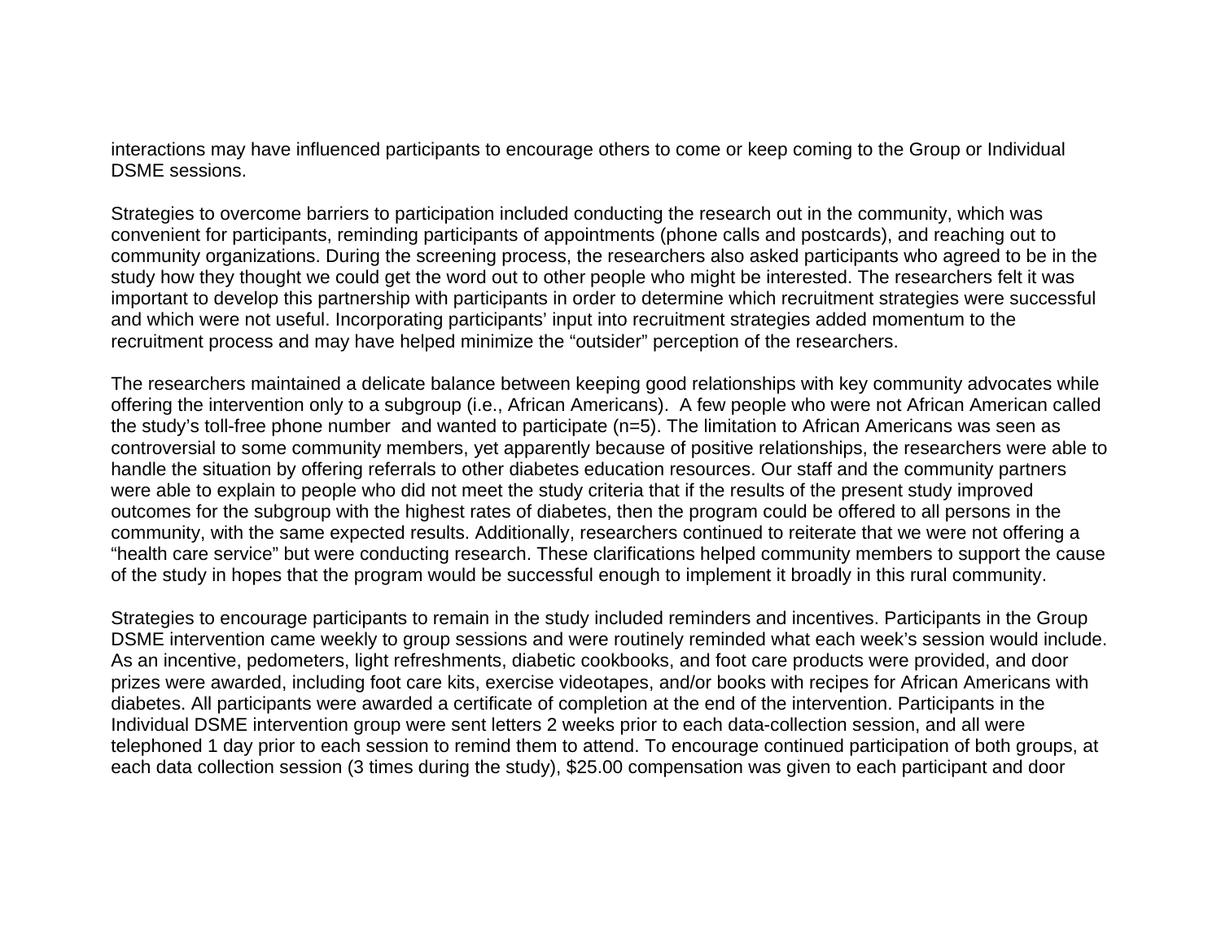interactions may have influenced participants to encourage others to come or keep coming to the Group or Individual DSME sessions.

Strategies to overcome barriers to participation included conducting the research out in the community, which was convenient for participants, reminding participants of appointments (phone calls and postcards), and reaching out to community organizations. During the screening process, the researchers also asked participants who agreed to be in the study how they thought we could get the word out to other people who might be interested. The researchers felt it was important to develop this partnership with participants in order to determine which recruitment strategies were successful and which were not useful. Incorporating participants' input into recruitment strategies added momentum to the recruitment process and may have helped minimize the "outsider" perception of the researchers.

The researchers maintained a delicate balance between keeping good relationships with key community advocates while offering the intervention only to a subgroup (i.e., African Americans). A few people who were not African American called the study's toll-free phone number and wanted to participate (n=5). The limitation to African Americans was seen as controversial to some community members, yet apparently because of positive relationships, the researchers were able to handle the situation by offering referrals to other diabetes education resources. Our staff and the community partners were able to explain to people who did not meet the study criteria that if the results of the present study improved outcomes for the subgroup with the highest rates of diabetes, then the program could be offered to all persons in the community, with the same expected results. Additionally, researchers continued to reiterate that we were not offering a "health care service" but were conducting research. These clarifications helped community members to support the cause of the study in hopes that the program would be successful enough to implement it broadly in this rural community.

Strategies to encourage participants to remain in the study included reminders and incentives. Participants in the Group DSME intervention came weekly to group sessions and were routinely reminded what each week's session would include. As an incentive, pedometers, light refreshments, diabetic cookbooks, and foot care products were provided, and door prizes were awarded, including foot care kits, exercise videotapes, and/or books with recipes for African Americans with diabetes. All participants were awarded a certificate of completion at the end of the intervention. Participants in the Individual DSME intervention group were sent letters 2 weeks prior to each data-collection session, and all were telephoned 1 day prior to each session to remind them to attend. To encourage continued participation of both groups, at each data collection session (3 times during the study), $25.00 compensation was given to each participant and door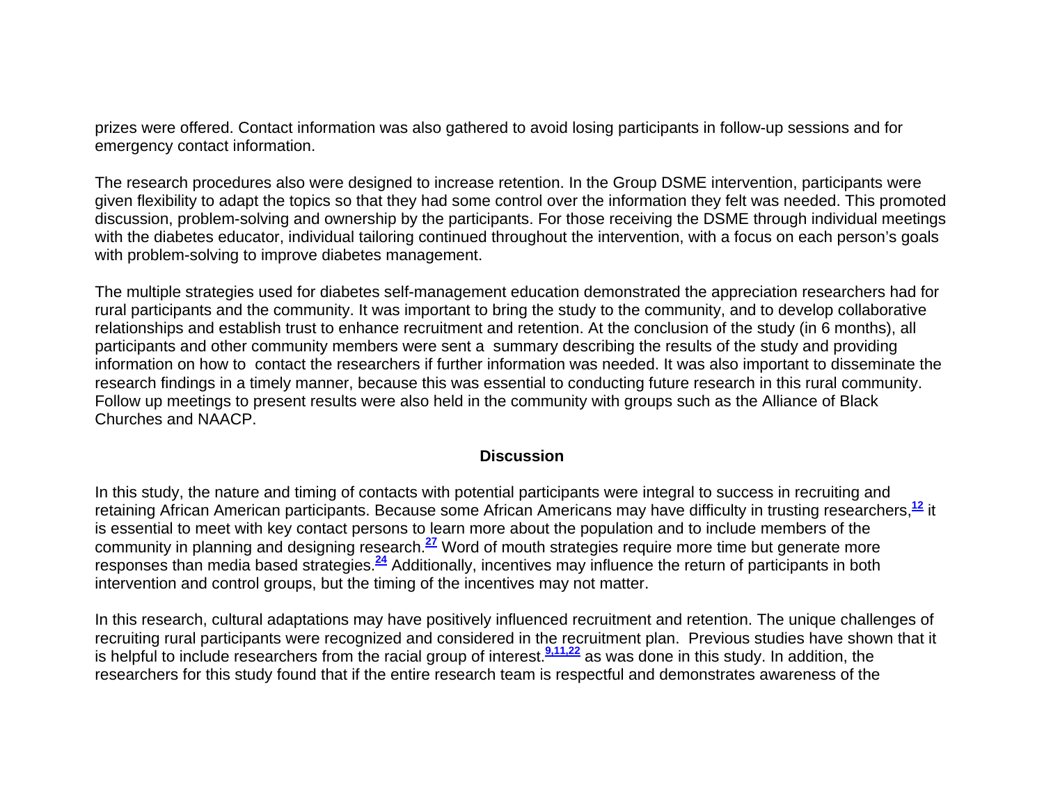prizes were offered. Contact information was also gathered to avoid losing participants in follow-up sessions and for emergency contact information.

The research procedures also were designed to increase retention. In the Group DSME intervention, participants were given flexibility to adapt the topics so that they had some control over the information they felt was needed. This promoted discussion, problem-solving and ownership by the participants. For those receiving the DSME through individual meetings with the diabetes educator, individual tailoring continued throughout the intervention, with a focus on each person's goals with problem-solving to improve diabetes management.

The multiple strategies used for diabetes self-management education demonstrated the appreciation researchers had for rural participants and the community. It was important to bring the study to the community, and to develop collaborative relationships and establish trust to enhance recruitment and retention. At the conclusion of the study (in 6 months), all participants and other community members were sent a summary describing the results of the study and providing information on how to contact the researchers if further information was needed. It was also important to disseminate the research findings in a timely manner, because this was essential to conducting future research in this rural community. Follow up meetings to present results were also held in the community with groups such as the Alliance of Black Churches and NAACP.

## Discussion

In this study, the nature and timing of contacts with potential participants were integral to success in recruiting and retaining African American participants. Because some African Americans may have difficulty in trusting researchers,[12] it is essential to meet with key contact persons to learn more about the population and to include members of the community in planning and designing research.[27] Word of mouth strategies require more time but generate more responses than media based strategies.[24] Additionally, incentives may influence the return of participants in both intervention and control groups, but the timing of the incentives may not matter.

In this research, cultural adaptations may have positively influenced recruitment and retention. The unique challenges of recruiting rural participants were recognized and considered in the recruitment plan. Previous studies have shown that it is helpful to include researchers from the racial group of interest.[9,11,22] as was done in this study. In addition, the researchers for this study found that if the entire research team is respectful and demonstrates awareness of the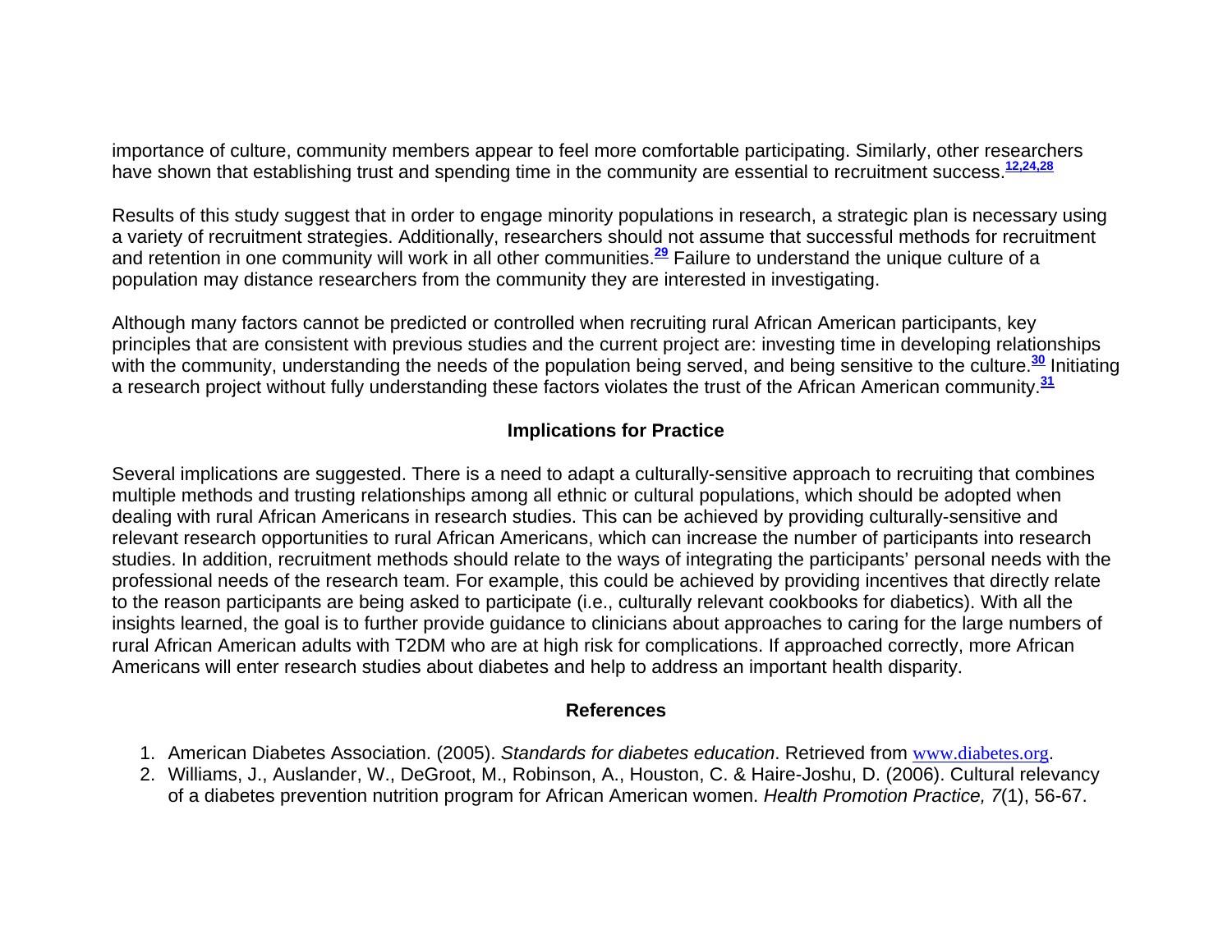importance of culture, community members appear to feel more comfortable participating. Similarly, other researchers have shown that establishing trust and spending time in the community are essential to recruitment success.[12,24,28]

Results of this study suggest that in order to engage minority populations in research, a strategic plan is necessary using a variety of recruitment strategies. Additionally, researchers should not assume that successful methods for recruitment and retention in one community will work in all other communities.[29] Failure to understand the unique culture of a population may distance researchers from the community they are interested in investigating.

Although many factors cannot be predicted or controlled when recruiting rural African American participants, key principles that are consistent with previous studies and the current project are: investing time in developing relationships with the community, understanding the needs of the population being served, and being sensitive to the culture.[30] Initiating a research project without fully understanding these factors violates the trust of the African American community.[31]

## Implications for Practice

Several implications are suggested. There is a need to adapt a culturally-sensitive approach to recruiting that combines multiple methods and trusting relationships among all ethnic or cultural populations, which should be adopted when dealing with rural African Americans in research studies. This can be achieved by providing culturally-sensitive and relevant research opportunities to rural African Americans, which can increase the number of participants into research studies. In addition, recruitment methods should relate to the ways of integrating the participants' personal needs with the professional needs of the research team. For example, this could be achieved by providing incentives that directly relate to the reason participants are being asked to participate (i.e., culturally relevant cookbooks for diabetics). With all the insights learned, the goal is to further provide guidance to clinicians about approaches to caring for the large numbers of rural African American adults with T2DM who are at high risk for complications. If approached correctly, more African Americans will enter research studies about diabetes and help to address an important health disparity.

## References

1. American Diabetes Association. (2005). *Standards for diabetes education*. Retrieved from www.diabetes.org.
2. Williams, J., Auslander, W., DeGroot, M., Robinson, A., Houston, C. & Haire-Joshu, D. (2006). Cultural relevancy of a diabetes prevention nutrition program for African American women. *Health Promotion Practice, 7*(1), 56-67.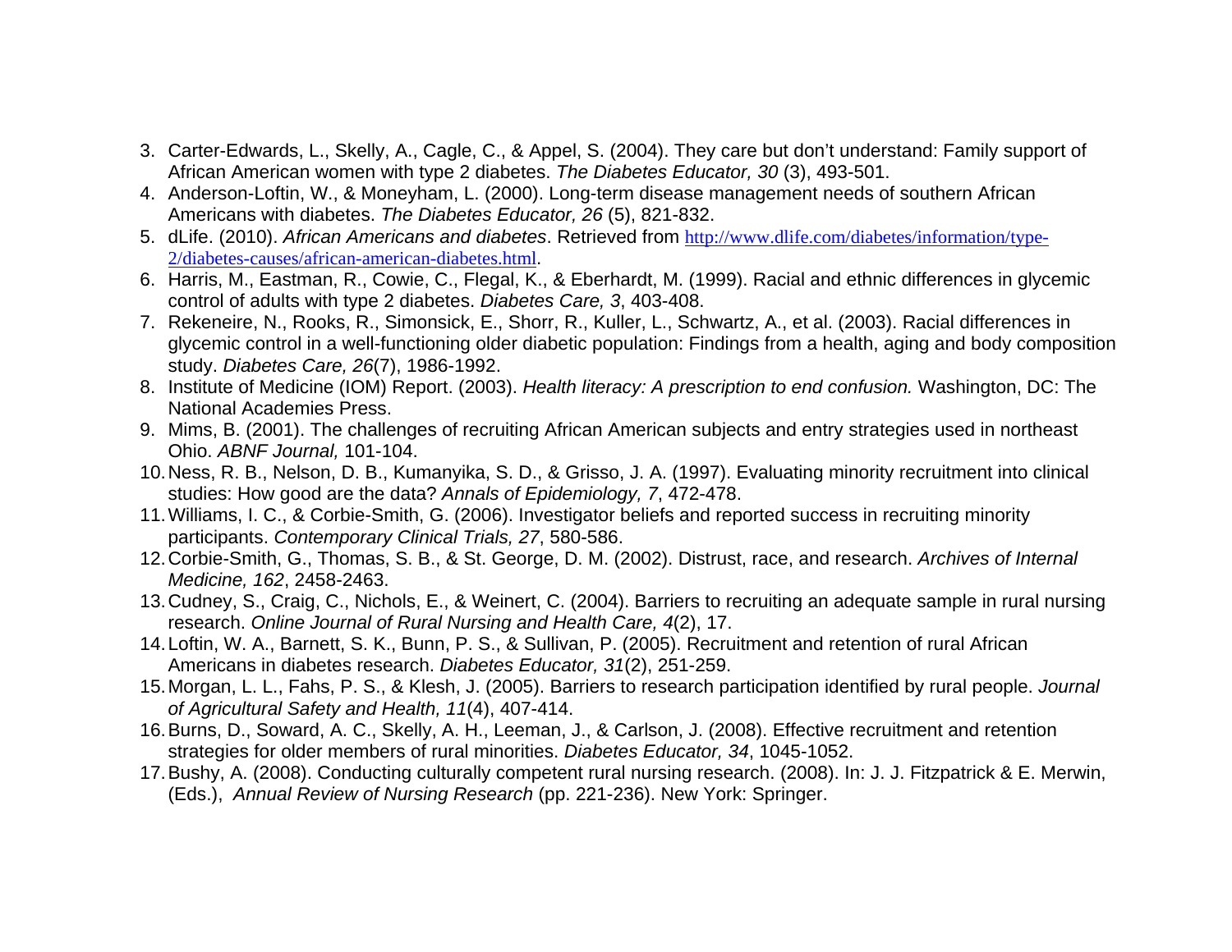3. Carter-Edwards, L., Skelly, A., Cagle, C., & Appel, S. (2004). They care but don't understand: Family support of African American women with type 2 diabetes. *The Diabetes Educator, 30* (3), 493-501.
4. Anderson-Loftin, W., & Moneyham, L. (2000). Long-term disease management needs of southern African Americans with diabetes. *The Diabetes Educator, 26* (5), 821-832.
5. dLife. (2010). *African Americans and diabetes*. Retrieved from http://www.dlife.com/diabetes/information/type-2/diabetes-causes/african-american-diabetes.html.
6. Harris, M., Eastman, R., Cowie, C., Flegal, K., & Eberhardt, M. (1999). Racial and ethnic differences in glycemic control of adults with type 2 diabetes. *Diabetes Care, 3*, 403-408.
7. Rekeneire, N., Rooks, R., Simonsick, E., Shorr, R., Kuller, L., Schwartz, A., et al. (2003). Racial differences in glycemic control in a well-functioning older diabetic population: Findings from a health, aging and body composition study. *Diabetes Care, 26*(7), 1986-1992.
8. Institute of Medicine (IOM) Report. (2003). *Health literacy: A prescription to end confusion.* Washington, DC: The National Academies Press.
9. Mims, B. (2001). The challenges of recruiting African American subjects and entry strategies used in northeast Ohio. *ABNF Journal,* 101-104.
10. Ness, R. B., Nelson, D. B., Kumanyika, S. D., & Grisso, J. A. (1997). Evaluating minority recruitment into clinical studies: How good are the data? *Annals of Epidemiology, 7*, 472-478.
11. Williams, I. C., & Corbie-Smith, G. (2006). Investigator beliefs and reported success in recruiting minority participants. *Contemporary Clinical Trials, 27*, 580-586.
12. Corbie-Smith, G., Thomas, S. B., & St. George, D. M. (2002). Distrust, race, and research. *Archives of Internal Medicine, 162*, 2458-2463.
13. Cudney, S., Craig, C., Nichols, E., & Weinert, C. (2004). Barriers to recruiting an adequate sample in rural nursing research. *Online Journal of Rural Nursing and Health Care, 4*(2), 17.
14. Loftin, W. A., Barnett, S. K., Bunn, P. S., & Sullivan, P. (2005). Recruitment and retention of rural African Americans in diabetes research. *Diabetes Educator, 31*(2), 251-259.
15. Morgan, L. L., Fahs, P. S., & Klesh, J. (2005). Barriers to research participation identified by rural people. *Journal of Agricultural Safety and Health, 11*(4), 407-414.
16. Burns, D., Soward, A. C., Skelly, A. H., Leeman, J., & Carlson, J. (2008). Effective recruitment and retention strategies for older members of rural minorities. *Diabetes Educator, 34*, 1045-1052.
17. Bushy, A. (2008). Conducting culturally competent rural nursing research. (2008). In: J. J. Fitzpatrick & E. Merwin, (Eds.), *Annual Review of Nursing Research* (pp. 221-236). New York: Springer.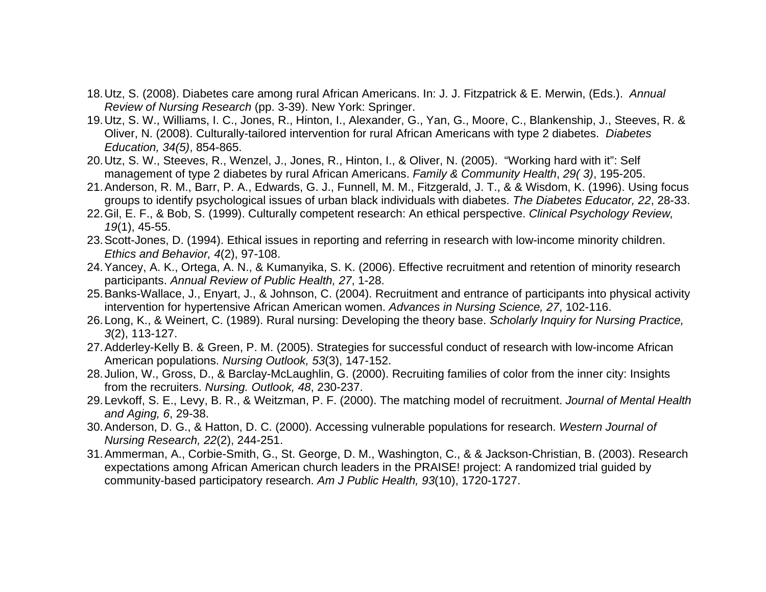18. Utz, S. (2008). Diabetes care among rural African Americans. In: J. J. Fitzpatrick & E. Merwin, (Eds.). *Annual Review of Nursing Research* (pp. 3-39). New York: Springer.
19. Utz, S. W., Williams, I. C., Jones, R., Hinton, I., Alexander, G., Yan, G., Moore, C., Blankenship, J., Steeves, R. & Oliver, N. (2008). Culturally-tailored intervention for rural African Americans with type 2 diabetes. *Diabetes Education, 34(5)*, 854-865.
20. Utz, S. W., Steeves, R., Wenzel, J., Jones, R., Hinton, I., & Oliver, N. (2005). "Working hard with it": Self management of type 2 diabetes by rural African Americans. *Family & Community Health*, *29( 3)*, 195-205.
21. Anderson, R. M., Barr, P. A., Edwards, G. J., Funnell, M. M., Fitzgerald, J. T., & & Wisdom, K. (1996). Using focus groups to identify psychological issues of urban black individuals with diabetes. *The Diabetes Educator, 22*, 28-33.
22. Gil, E. F., & Bob, S. (1999). Culturally competent research: An ethical perspective. *Clinical Psychology Review, 19*(1), 45-55.
23. Scott-Jones, D. (1994). Ethical issues in reporting and referring in research with low-income minority children. *Ethics and Behavior, 4*(2), 97-108.
24. Yancey, A. K., Ortega, A. N., & Kumanyika, S. K. (2006). Effective recruitment and retention of minority research participants. *Annual Review of Public Health, 27*, 1-28.
25. Banks-Wallace, J., Enyart, J., & Johnson, C. (2004). Recruitment and entrance of participants into physical activity intervention for hypertensive African American women. *Advances in Nursing Science, 27*, 102-116.
26. Long, K., & Weinert, C. (1989). Rural nursing: Developing the theory base. *Scholarly Inquiry for Nursing Practice, 3*(2), 113-127.
27. Adderley-Kelly B. & Green, P. M. (2005). Strategies for successful conduct of research with low-income African American populations. *Nursing Outlook, 53*(3), 147-152.
28. Julion, W., Gross, D., & Barclay-McLaughlin, G. (2000). Recruiting families of color from the inner city: Insights from the recruiters. *Nursing. Outlook, 48*, 230-237.
29. Levkoff, S. E., Levy, B. R., & Weitzman, P. F. (2000). The matching model of recruitment. *Journal of Mental Health and Aging, 6*, 29-38.
30. Anderson, D. G., & Hatton, D. C. (2000). Accessing vulnerable populations for research. *Western Journal of Nursing Research, 22*(2), 244-251.
31. Ammerman, A., Corbie-Smith, G., St. George, D. M., Washington, C., & & Jackson-Christian, B. (2003). Research expectations among African American church leaders in the PRAISE! project: A randomized trial guided by community-based participatory research. *Am J Public Health, 93*(10), 1720-1727.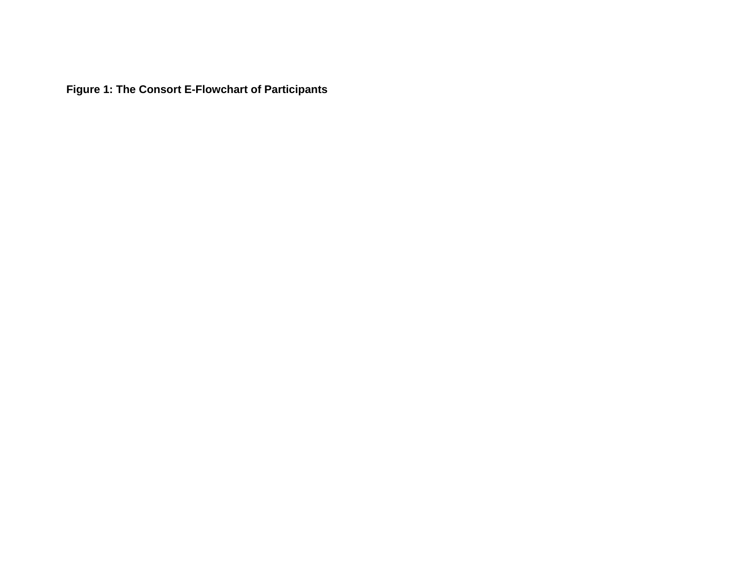**Figure 1: The Consort E-Flowchart of Participants**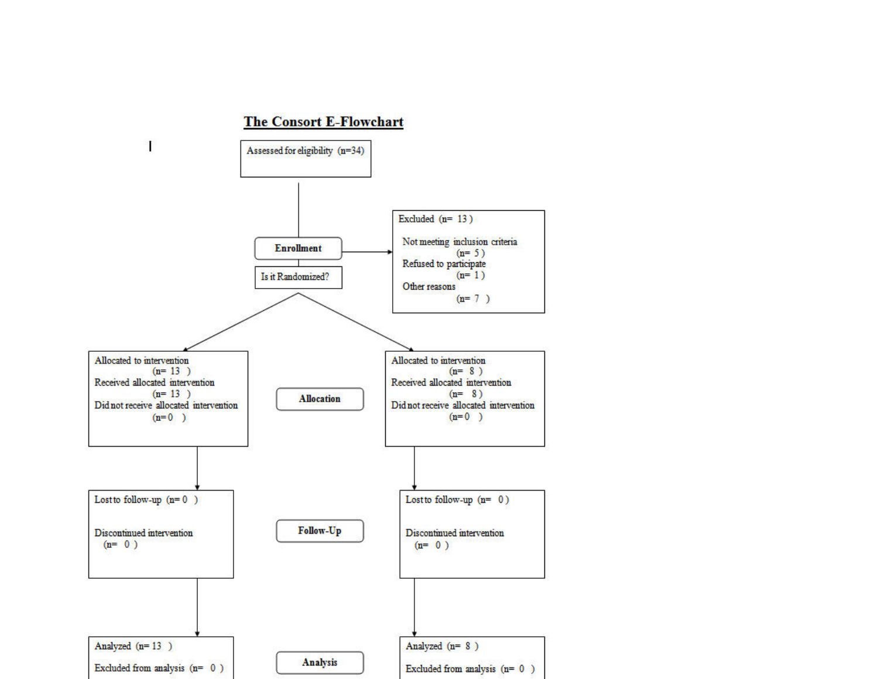## The Consort E-Flowchart

**Enrollment**

Assessed for eligibility (n=34)

Excluded (n= 13 )

- Not meeting inclusion criteria (n= 5 )
- Refused to participate (n= 1 )
- Other reasons (n= 7 )

Is it Randomized?

**Allocation**

| Group 1 | Group 2 |
| --- | --- |
| Allocated to intervention (n= 13 ) | Allocated to intervention (n= 8 ) |
| Received allocated intervention (n= 13 ) | Received allocated intervention (n= 8 ) |
| Did not receive allocated intervention (n=0 ) | Did not receive allocated intervention (n=0 ) |

**Follow-Up**

| Group 1 | Group 2 |
| --- | --- |
| Lost to follow-up (n= 0 ) | Lost to follow-up (n= 0 ) |
| Discontinued intervention (n= 0 ) | Discontinued intervention (n= 0 ) |

**Analysis**

| Group 1 | Group 2 |
| --- | --- |
| Analyzed (n= 13 ) | Analyzed (n= 8 ) |
| Excluded from analysis (n= 0 ) | Excluded from analysis (n= 0 ) |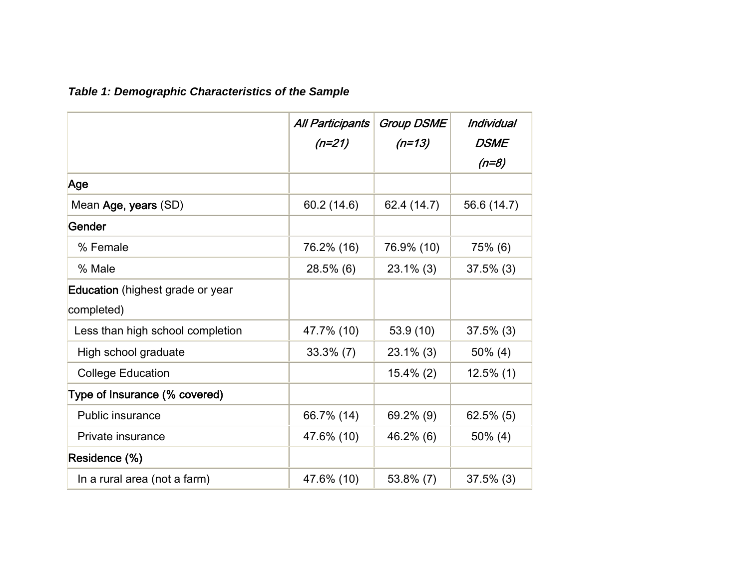***Table 1: Demographic Characteristics of the Sample***

| | *All Participants (n=21)* | *Group DSME (n=13)* | *Individual DSME (n=8)* |
|---|---|---|---|
| **Age** | | | |
| Mean **Age, years** (SD) | 60.2 (14.6) | 62.4 (14.7) | 56.6 (14.7) |
| **Gender** | | | |
| % Female | 76.2% (16) | 76.9% (10) | 75% (6) |
| % Male | 28.5% (6) | 23.1% (3) | 37.5% (3) |
| **Education** (highest grade or year completed) | | | |
| Less than high school completion | 47.7% (10) | 53.9 (10) | 37.5% (3) |
| High school graduate | 33.3% (7) | 23.1% (3) | 50% (4) |
| College Education | | 15.4% (2) | 12.5% (1) |
| **Type of Insurance (% covered)** | | | |
| Public insurance | 66.7% (14) | 69.2% (9) | 62.5% (5) |
| Private insurance | 47.6% (10) | 46.2% (6) | 50% (4) |
| **Residence (%)** | | | |
| In a rural area (not a farm) | 47.6% (10) | 53.8% (7) | 37.5% (3) |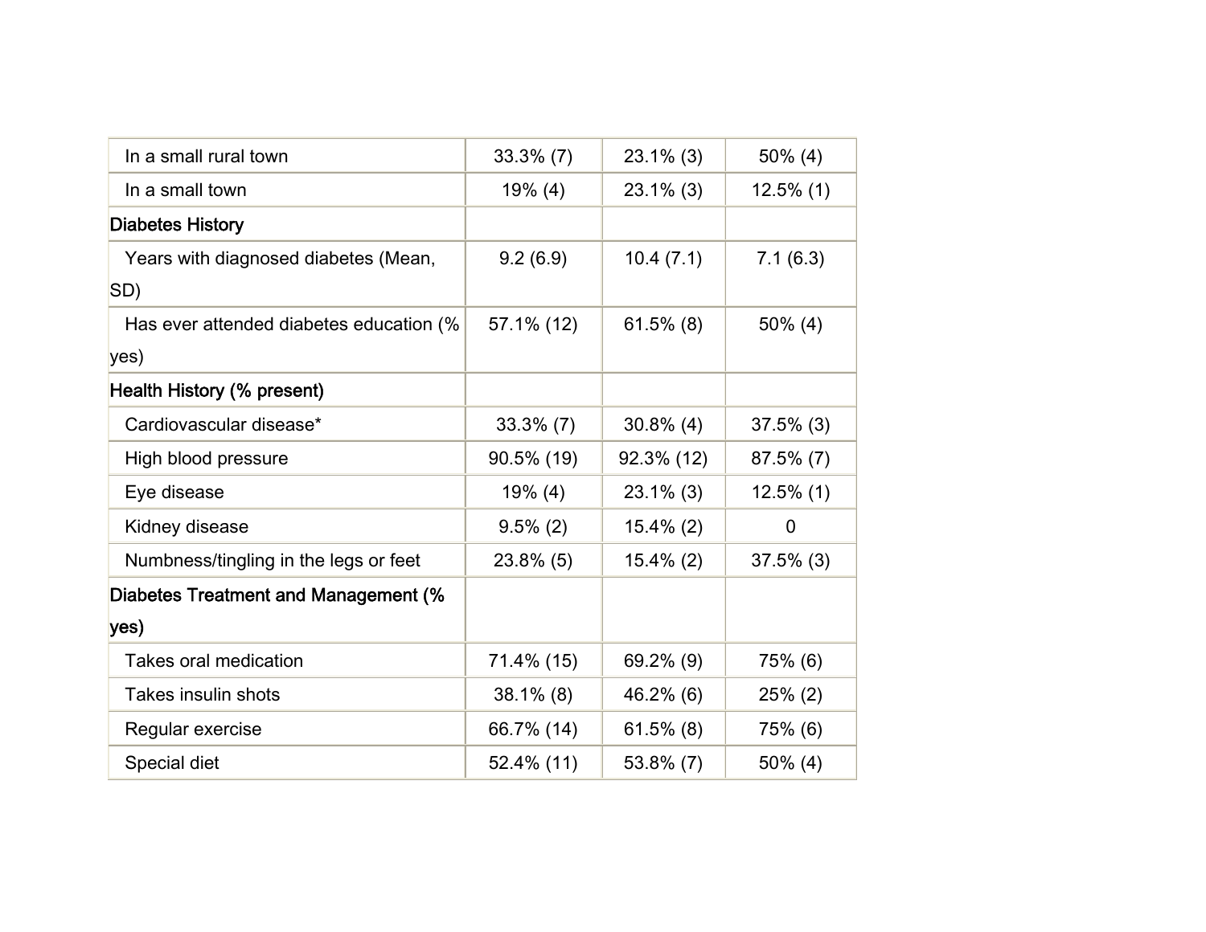| | | | |
|---|---|---|---|
| In a small rural town | 33.3% (7) | 23.1% (3) | 50% (4) |
| In a small town | 19% (4) | 23.1% (3) | 12.5% (1) |
| **Diabetes History** | | | |
| Years with diagnosed diabetes (Mean, SD) | 9.2 (6.9) | 10.4 (7.1) | 7.1 (6.3) |
| Has ever attended diabetes education (% yes) | 57.1% (12) | 61.5% (8) | 50% (4) |
| **Health History (% present)** | | | |
| Cardiovascular disease* | 33.3% (7) | 30.8% (4) | 37.5% (3) |
| High blood pressure | 90.5% (19) | 92.3% (12) | 87.5% (7) |
| Eye disease | 19% (4) | 23.1% (3) | 12.5% (1) |
| Kidney disease | 9.5% (2) | 15.4% (2) | 0 |
| Numbness/tingling in the legs or feet | 23.8% (5) | 15.4% (2) | 37.5% (3) |
| **Diabetes Treatment and Management (% yes)** | | | |
| Takes oral medication | 71.4% (15) | 69.2% (9) | 75% (6) |
| Takes insulin shots | 38.1% (8) | 46.2% (6) | 25% (2) |
| Regular exercise | 66.7% (14) | 61.5% (8) | 75% (6) |
| Special diet | 52.4% (11) | 53.8% (7) | 50% (4) |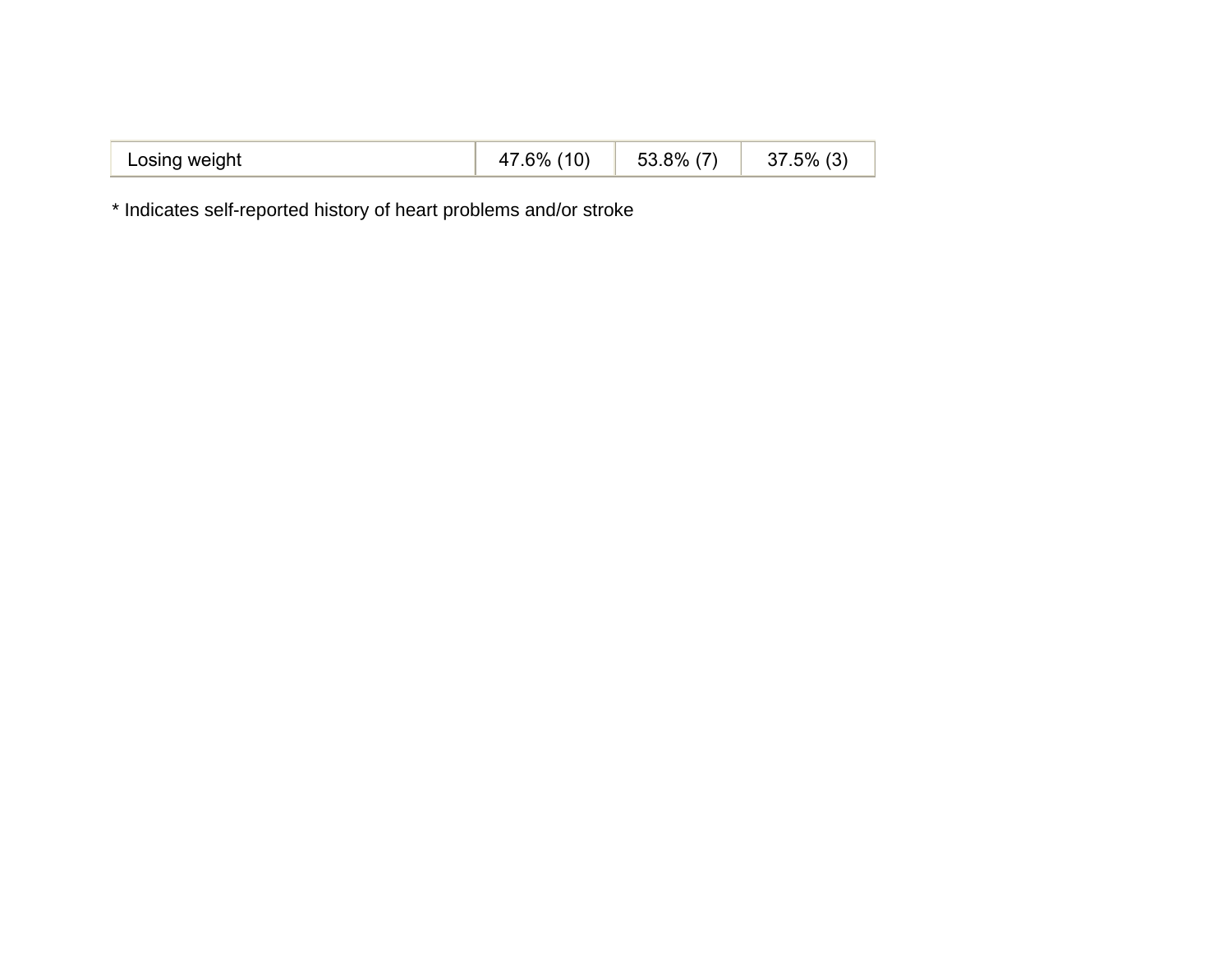| | | | |
|---|---|---|---|
| Losing weight | 47.6% (10) | 53.8% (7) | 37.5% (3) |

* Indicates self-reported history of heart problems and/or stroke